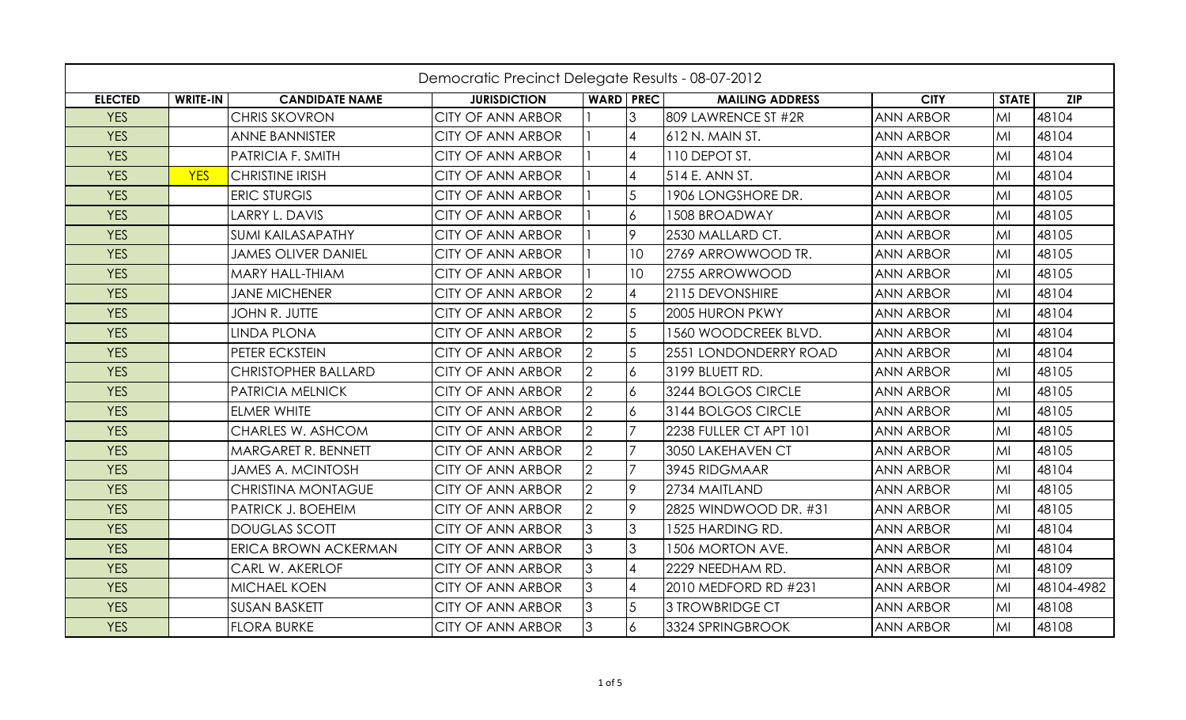| Democratic Precinct Delegate Results - 08-07-2012 | | | | | | | | | |
|---|---|---|---|---|---|---|---|---|---|
| **ELECTED** | **WRITE-IN** | **CANDIDATE NAME** | **JURISDICTION** | **WARD** | **PREC** | **MAILING ADDRESS** | **CITY** | **STATE** | **ZIP** |
| YES | | CHRIS SKOVRON | CITY OF ANN ARBOR | 1 | 3 | 809 LAWRENCE ST #2R | ANN ARBOR | MI | 48104 |
| YES | | ANNE BANNISTER | CITY OF ANN ARBOR | 1 | 4 | 612 N. MAIN ST. | ANN ARBOR | MI | 48104 |
| YES | | PATRICIA F. SMITH | CITY OF ANN ARBOR | 1 | 4 | 110 DEPOT ST. | ANN ARBOR | MI | 48104 |
| YES | YES | CHRISTINE IRISH | CITY OF ANN ARBOR | 1 | 4 | 514 E. ANN ST. | ANN ARBOR | MI | 48104 |
| YES | | ERIC STURGIS | CITY OF ANN ARBOR | 1 | 5 | 1906 LONGSHORE DR. | ANN ARBOR | MI | 48105 |
| YES | | LARRY L. DAVIS | CITY OF ANN ARBOR | 1 | 6 | 1508 BROADWAY | ANN ARBOR | MI | 48105 |
| YES | | SUMI KAILASAPATHY | CITY OF ANN ARBOR | 1 | 9 | 2530 MALLARD CT. | ANN ARBOR | MI | 48105 |
| YES | | JAMES OLIVER DANIEL | CITY OF ANN ARBOR | 1 | 10 | 2769 ARROWWOOD TR. | ANN ARBOR | MI | 48105 |
| YES | | MARY HALL-THIAM | CITY OF ANN ARBOR | 1 | 10 | 2755 ARROWWOOD | ANN ARBOR | MI | 48105 |
| YES | | JANE MICHENER | CITY OF ANN ARBOR | 2 | 4 | 2115 DEVONSHIRE | ANN ARBOR | MI | 48104 |
| YES | | JOHN R. JUTTE | CITY OF ANN ARBOR | 2 | 5 | 2005 HURON PKWY | ANN ARBOR | MI | 48104 |
| YES | | LINDA PLONA | CITY OF ANN ARBOR | 2 | 5 | 1560 WOODCREEK BLVD. | ANN ARBOR | MI | 48104 |
| YES | | PETER ECKSTEIN | CITY OF ANN ARBOR | 2 | 5 | 2551 LONDONDERRY ROAD | ANN ARBOR | MI | 48104 |
| YES | | CHRISTOPHER BALLARD | CITY OF ANN ARBOR | 2 | 6 | 3199 BLUETT RD. | ANN ARBOR | MI | 48105 |
| YES | | PATRICIA MELNICK | CITY OF ANN ARBOR | 2 | 6 | 3244 BOLGOS CIRCLE | ANN ARBOR | MI | 48105 |
| YES | | ELMER WHITE | CITY OF ANN ARBOR | 2 | 6 | 3144 BOLGOS CIRCLE | ANN ARBOR | MI | 48105 |
| YES | | CHARLES W. ASHCOM | CITY OF ANN ARBOR | 2 | 7 | 2238 FULLER CT APT 101 | ANN ARBOR | MI | 48105 |
| YES | | MARGARET R. BENNETT | CITY OF ANN ARBOR | 2 | 7 | 3050 LAKEHAVEN CT | ANN ARBOR | MI | 48105 |
| YES | | JAMES A. MCINTOSH | CITY OF ANN ARBOR | 2 | 7 | 3945 RIDGMAAR | ANN ARBOR | MI | 48104 |
| YES | | CHRISTINA MONTAGUE | CITY OF ANN ARBOR | 2 | 9 | 2734 MAITLAND | ANN ARBOR | MI | 48105 |
| YES | | PATRICK J. BOEHEIM | CITY OF ANN ARBOR | 2 | 9 | 2825 WINDWOOD DR. #31 | ANN ARBOR | MI | 48105 |
| YES | | DOUGLAS SCOTT | CITY OF ANN ARBOR | 3 | 3 | 1525 HARDING RD. | ANN ARBOR | MI | 48104 |
| YES | | ERICA BROWN ACKERMAN | CITY OF ANN ARBOR | 3 | 3 | 1506 MORTON AVE. | ANN ARBOR | MI | 48104 |
| YES | | CARL W. AKERLOF | CITY OF ANN ARBOR | 3 | 4 | 2229 NEEDHAM RD. | ANN ARBOR | MI | 48109 |
| YES | | MICHAEL KOEN | CITY OF ANN ARBOR | 3 | 4 | 2010 MEDFORD RD #231 | ANN ARBOR | MI | 48104-4982 |
| YES | | SUSAN BASKETT | CITY OF ANN ARBOR | 3 | 5 | 3 TROWBRIDGE CT | ANN ARBOR | MI | 48108 |
| YES | | FLORA BURKE | CITY OF ANN ARBOR | 3 | 6 | 3324 SPRINGBROOK | ANN ARBOR | MI | 48108 |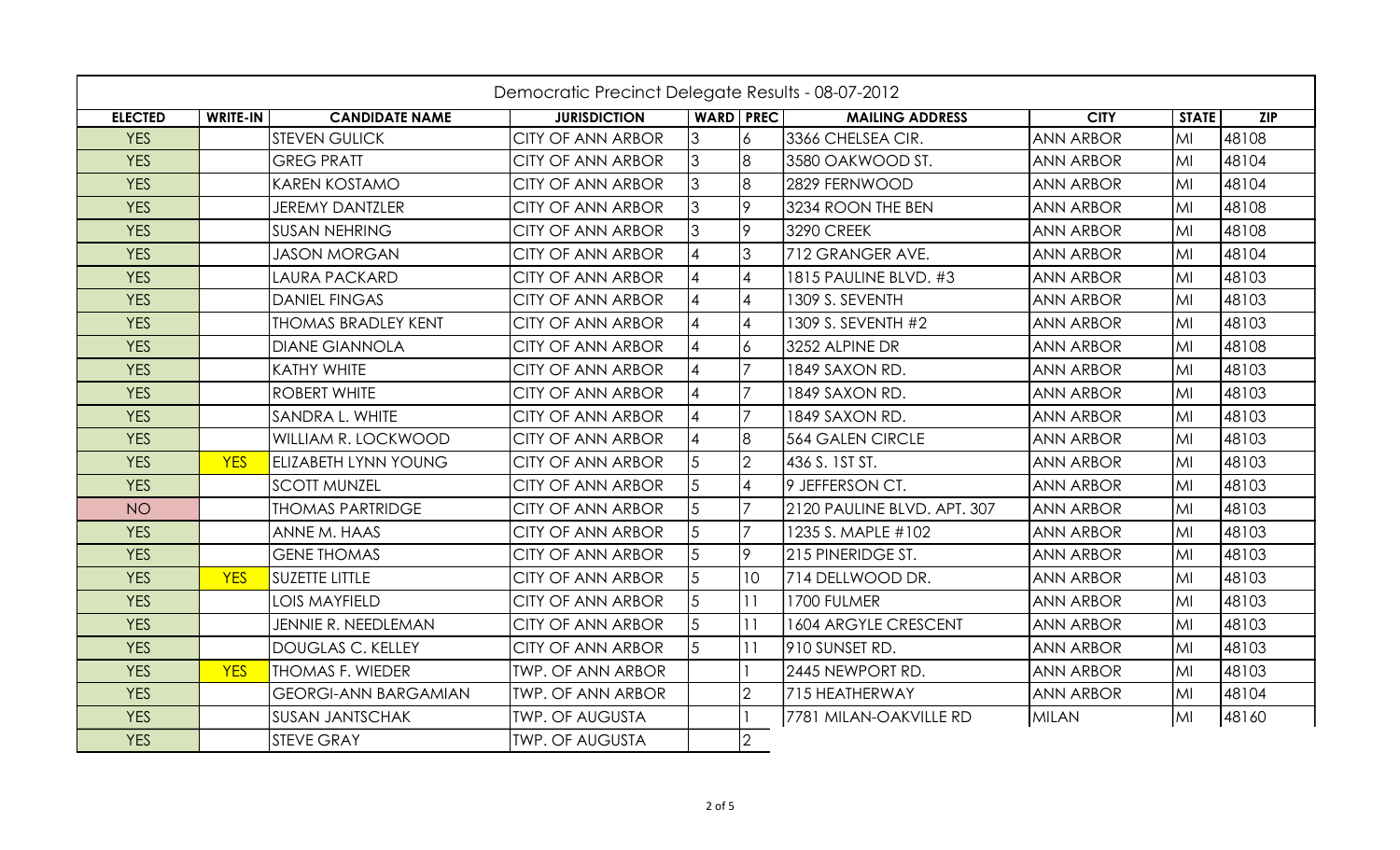| Democratic Precinct Delegate Results - 08-07-2012 | | | | | | | | | |
|---|---|---|---|---|---|---|---|---|---|
| **ELECTED** | **WRITE-IN** | **CANDIDATE NAME** | **JURISDICTION** | **WARD** | **PREC** | **MAILING ADDRESS** | **CITY** | **STATE** | **ZIP** |
| YES | | STEVEN GULICK | CITY OF ANN ARBOR | 3 | 6 | 3366 CHELSEA CIR. | ANN ARBOR | MI | 48108 |
| YES | | GREG PRATT | CITY OF ANN ARBOR | 3 | 8 | 3580 OAKWOOD ST. | ANN ARBOR | MI | 48104 |
| YES | | KAREN KOSTAMO | CITY OF ANN ARBOR | 3 | 8 | 2829 FERNWOOD | ANN ARBOR | MI | 48104 |
| YES | | JEREMY DANTZLER | CITY OF ANN ARBOR | 3 | 9 | 3234 ROON THE BEN | ANN ARBOR | MI | 48108 |
| YES | | SUSAN NEHRING | CITY OF ANN ARBOR | 3 | 9 | 3290 CREEK | ANN ARBOR | MI | 48108 |
| YES | | JASON MORGAN | CITY OF ANN ARBOR | 4 | 3 | 712 GRANGER AVE. | ANN ARBOR | MI | 48104 |
| YES | | LAURA PACKARD | CITY OF ANN ARBOR | 4 | 4 | 1815 PAULINE BLVD. #3 | ANN ARBOR | MI | 48103 |
| YES | | DANIEL FINGAS | CITY OF ANN ARBOR | 4 | 4 | 1309 S. SEVENTH | ANN ARBOR | MI | 48103 |
| YES | | THOMAS BRADLEY KENT | CITY OF ANN ARBOR | 4 | 4 | 1309 S. SEVENTH #2 | ANN ARBOR | MI | 48103 |
| YES | | DIANE GIANNOLA | CITY OF ANN ARBOR | 4 | 6 | 3252 ALPINE DR | ANN ARBOR | MI | 48108 |
| YES | | KATHY WHITE | CITY OF ANN ARBOR | 4 | 7 | 1849 SAXON RD. | ANN ARBOR | MI | 48103 |
| YES | | ROBERT WHITE | CITY OF ANN ARBOR | 4 | 7 | 1849 SAXON RD. | ANN ARBOR | MI | 48103 |
| YES | | SANDRA L. WHITE | CITY OF ANN ARBOR | 4 | 7 | 1849 SAXON RD. | ANN ARBOR | MI | 48103 |
| YES | | WILLIAM R. LOCKWOOD | CITY OF ANN ARBOR | 4 | 8 | 564 GALEN CIRCLE | ANN ARBOR | MI | 48103 |
| YES | YES | ELIZABETH LYNN YOUNG | CITY OF ANN ARBOR | 5 | 2 | 436 S. 1ST ST. | ANN ARBOR | MI | 48103 |
| YES | | SCOTT MUNZEL | CITY OF ANN ARBOR | 5 | 4 | 9 JEFFERSON CT. | ANN ARBOR | MI | 48103 |
| NO | | THOMAS PARTRIDGE | CITY OF ANN ARBOR | 5 | 7 | 2120 PAULINE BLVD. APT. 307 | ANN ARBOR | MI | 48103 |
| YES | | ANNE M. HAAS | CITY OF ANN ARBOR | 5 | 7 | 1235 S. MAPLE #102 | ANN ARBOR | MI | 48103 |
| YES | | GENE THOMAS | CITY OF ANN ARBOR | 5 | 9 | 215 PINERIDGE ST. | ANN ARBOR | MI | 48103 |
| YES | YES | SUZETTE LITTLE | CITY OF ANN ARBOR | 5 | 10 | 714 DELLWOOD DR. | ANN ARBOR | MI | 48103 |
| YES | | LOIS MAYFIELD | CITY OF ANN ARBOR | 5 | 11 | 1700 FULMER | ANN ARBOR | MI | 48103 |
| YES | | JENNIE R. NEEDLEMAN | CITY OF ANN ARBOR | 5 | 11 | 1604 ARGYLE CRESCENT | ANN ARBOR | MI | 48103 |
| YES | | DOUGLAS C. KELLEY | CITY OF ANN ARBOR | 5 | 11 | 910 SUNSET RD. | ANN ARBOR | MI | 48103 |
| YES | YES | THOMAS F. WIEDER | TWP. OF ANN ARBOR | | 1 | 2445 NEWPORT RD. | ANN ARBOR | MI | 48103 |
| YES | | GEORGI-ANN BARGAMIAN | TWP. OF ANN ARBOR | | 2 | 715 HEATHERWAY | ANN ARBOR | MI | 48104 |
| YES | | SUSAN JANTSCHAK | TWP. OF AUGUSTA | | 1 | 7781 MILAN-OAKVILLE RD | MILAN | MI | 48160 |
| YES | | STEVE GRAY | TWP. OF AUGUSTA | | 2 | | | | |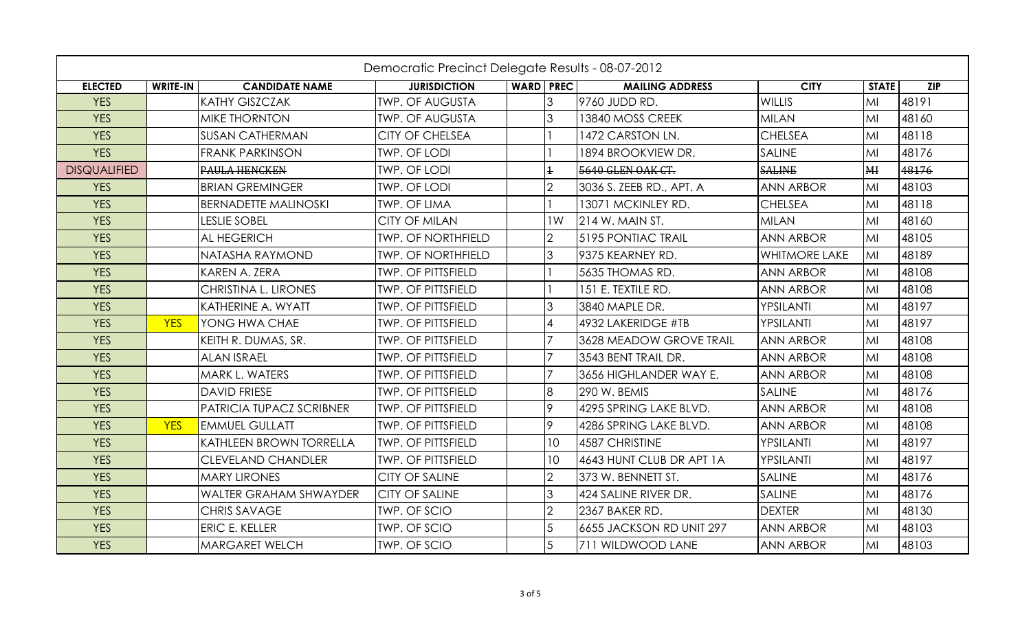| Democratic Precinct Delegate Results - 08-07-2012 | | | | | | | | | |
|---|---|---|---|---|---|---|---|---|---|
| **ELECTED** | **WRITE-IN** | **CANDIDATE NAME** | **JURISDICTION** | **WARD** | **PREC** | **MAILING ADDRESS** | **CITY** | **STATE** | **ZIP** |
| YES | | KATHY GISZCZAK | TWP. OF AUGUSTA | | 3 | 9760 JUDD RD. | WILLIS | MI | 48191 |
| YES | | MIKE THORNTON | TWP. OF AUGUSTA | | 3 | 13840 MOSS CREEK | MILAN | MI | 48160 |
| YES | | SUSAN CATHERMAN | CITY OF CHELSEA | | 1 | 1472 CARSTON LN. | CHELSEA | MI | 48118 |
| YES | | FRANK PARKINSON | TWP. OF LODI | | 1 | 1894 BROOKVIEW DR. | SALINE | MI | 48176 |
| DISQUALIFIED | | ~~PAULA HENCKEN~~ | TWP. OF LODI | | ~~1~~ | ~~5640 GLEN OAK CT.~~ | ~~SALINE~~ | ~~MI~~ | ~~48176~~ |
| YES | | BRIAN GREMINGER | TWP. OF LODI | | 2 | 3036 S. ZEEB RD., APT. A | ANN ARBOR | MI | 48103 |
| YES | | BERNADETTE MALINOSKI | TWP. OF LIMA | | 1 | 13071 MCKINLEY RD. | CHELSEA | MI | 48118 |
| YES | | LESLIE SOBEL | CITY OF MILAN | | 1W | 214 W. MAIN ST. | MILAN | MI | 48160 |
| YES | | AL HEGERICH | TWP. OF NORTHFIELD | | 2 | 5195 PONTIAC TRAIL | ANN ARBOR | MI | 48105 |
| YES | | NATASHA RAYMOND | TWP. OF NORTHFIELD | | 3 | 9375 KEARNEY RD. | WHITMORE LAKE | MI | 48189 |
| YES | | KAREN A. ZERA | TWP. OF PITTSFIELD | | 1 | 5635 THOMAS RD. | ANN ARBOR | MI | 48108 |
| YES | | CHRISTINA L. LIRONES | TWP. OF PITTSFIELD | | 1 | 151 E. TEXTILE RD. | ANN ARBOR | MI | 48108 |
| YES | | KATHERINE A. WYATT | TWP. OF PITTSFIELD | | 3 | 3840 MAPLE DR. | YPSILANTI | MI | 48197 |
| YES | YES | YONG HWA CHAE | TWP. OF PITTSFIELD | | 4 | 4932 LAKERIDGE #TB | YPSILANTI | MI | 48197 |
| YES | | KEITH R. DUMAS, SR. | TWP. OF PITTSFIELD | | 7 | 3628 MEADOW GROVE TRAIL | ANN ARBOR | MI | 48108 |
| YES | | ALAN ISRAEL | TWP. OF PITTSFIELD | | 7 | 3543 BENT TRAIL DR. | ANN ARBOR | MI | 48108 |
| YES | | MARK L. WATERS | TWP. OF PITTSFIELD | | 7 | 3656 HIGHLANDER WAY E. | ANN ARBOR | MI | 48108 |
| YES | | DAVID FRIESE | TWP. OF PITTSFIELD | | 8 | 290 W. BEMIS | SALINE | MI | 48176 |
| YES | | PATRICIA TUPACZ SCRIBNER | TWP. OF PITTSFIELD | | 9 | 4295 SPRING LAKE BLVD. | ANN ARBOR | MI | 48108 |
| YES | YES | EMMUEL GULLATT | TWP. OF PITTSFIELD | | 9 | 4286 SPRING LAKE BLVD. | ANN ARBOR | MI | 48108 |
| YES | | KATHLEEN BROWN TORRELLA | TWP. OF PITTSFIELD | | 10 | 4587 CHRISTINE | YPSILANTI | MI | 48197 |
| YES | | CLEVELAND CHANDLER | TWP. OF PITTSFIELD | | 10 | 4643 HUNT CLUB DR APT 1A | YPSILANTI | MI | 48197 |
| YES | | MARY LIRONES | CITY OF SALINE | | 2 | 373 W. BENNETT ST. | SALINE | MI | 48176 |
| YES | | WALTER GRAHAM SHWAYDER | CITY OF SALINE | | 3 | 424 SALINE RIVER DR. | SALINE | MI | 48176 |
| YES | | CHRIS SAVAGE | TWP. OF SCIO | | 2 | 2367 BAKER RD. | DEXTER | MI | 48130 |
| YES | | ERIC E. KELLER | TWP. OF SCIO | | 5 | 6655 JACKSON RD UNIT 297 | ANN ARBOR | MI | 48103 |
| YES | | MARGARET WELCH | TWP. OF SCIO | | 5 | 711 WILDWOOD LANE | ANN ARBOR | MI | 48103 |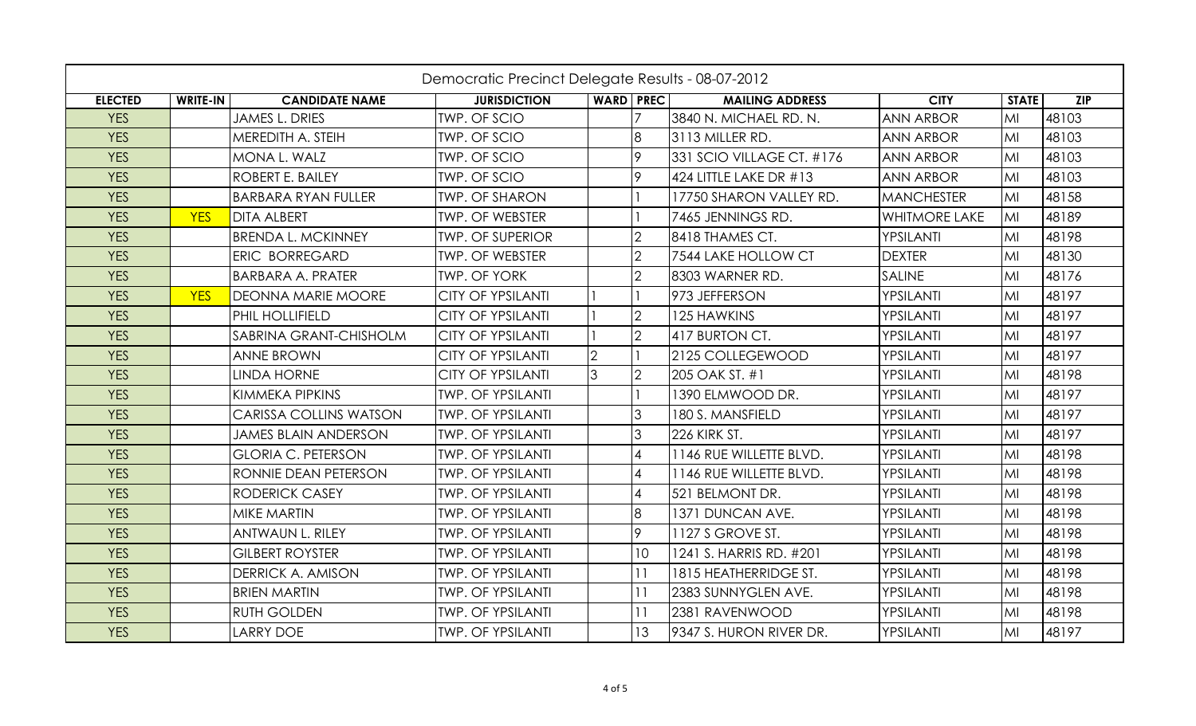| Democratic Precinct Delegate Results - 08-07-2012 | | | | | | | | | |
|---|---|---|---|---|---|---|---|---|---|
| **ELECTED** | **WRITE-IN** | **CANDIDATE NAME** | **JURISDICTION** | **WARD** | **PREC** | **MAILING ADDRESS** | **CITY** | **STATE** | **ZIP** |
| YES | | JAMES L. DRIES | TWP. OF SCIO | | 7 | 3840 N. MICHAEL RD. N. | ANN ARBOR | MI | 48103 |
| YES | | MEREDITH A. STEIH | TWP. OF SCIO | | 8 | 3113 MILLER RD. | ANN ARBOR | MI | 48103 |
| YES | | MONA L. WALZ | TWP. OF SCIO | | 9 | 331 SCIO VILLAGE CT. #176 | ANN ARBOR | MI | 48103 |
| YES | | ROBERT E. BAILEY | TWP. OF SCIO | | 9 | 424 LITTLE LAKE DR #13 | ANN ARBOR | MI | 48103 |
| YES | | BARBARA RYAN FULLER | TWP. OF SHARON | | 1 | 17750 SHARON VALLEY RD. | MANCHESTER | MI | 48158 |
| YES | YES | DITA ALBERT | TWP. OF WEBSTER | | 1 | 7465 JENNINGS RD. | WHITMORE LAKE | MI | 48189 |
| YES | | BRENDA L. MCKINNEY | TWP. OF SUPERIOR | | 2 | 8418 THAMES CT. | YPSILANTI | MI | 48198 |
| YES | | ERIC BORREGARD | TWP. OF WEBSTER | | 2 | 7544 LAKE HOLLOW CT | DEXTER | MI | 48130 |
| YES | | BARBARA A. PRATER | TWP. OF YORK | | 2 | 8303 WARNER RD. | SALINE | MI | 48176 |
| YES | YES | DEONNA MARIE MOORE | CITY OF YPSILANTI | 1 | 1 | 973 JEFFERSON | YPSILANTI | MI | 48197 |
| YES | | PHIL HOLLIFIELD | CITY OF YPSILANTI | 1 | 2 | 125 HAWKINS | YPSILANTI | MI | 48197 |
| YES | | SABRINA GRANT-CHISHOLM | CITY OF YPSILANTI | 1 | 2 | 417 BURTON CT. | YPSILANTI | MI | 48197 |
| YES | | ANNE BROWN | CITY OF YPSILANTI | 2 | 1 | 2125 COLLEGEWOOD | YPSILANTI | MI | 48197 |
| YES | | LINDA HORNE | CITY OF YPSILANTI | 3 | 2 | 205 OAK ST. #1 | YPSILANTI | MI | 48198 |
| YES | | KIMMEKA PIPKINS | TWP. OF YPSILANTI | | 1 | 1390 ELMWOOD DR. | YPSILANTI | MI | 48197 |
| YES | | CARISSA COLLINS WATSON | TWP. OF YPSILANTI | | 3 | 180 S. MANSFIELD | YPSILANTI | MI | 48197 |
| YES | | JAMES BLAIN ANDERSON | TWP. OF YPSILANTI | | 3 | 226 KIRK ST. | YPSILANTI | MI | 48197 |
| YES | | GLORIA C. PETERSON | TWP. OF YPSILANTI | | 4 | 1146 RUE WILLETTE BLVD. | YPSILANTI | MI | 48198 |
| YES | | RONNIE DEAN PETERSON | TWP. OF YPSILANTI | | 4 | 1146 RUE WILLETTE BLVD. | YPSILANTI | MI | 48198 |
| YES | | RODERICK CASEY | TWP. OF YPSILANTI | | 4 | 521 BELMONT DR. | YPSILANTI | MI | 48198 |
| YES | | MIKE MARTIN | TWP. OF YPSILANTI | | 8 | 1371 DUNCAN AVE. | YPSILANTI | MI | 48198 |
| YES | | ANTWAUN L. RILEY | TWP. OF YPSILANTI | | 9 | 1127 S GROVE ST. | YPSILANTI | MI | 48198 |
| YES | | GILBERT ROYSTER | TWP. OF YPSILANTI | | 10 | 1241 S. HARRIS RD. #201 | YPSILANTI | MI | 48198 |
| YES | | DERRICK A. AMISON | TWP. OF YPSILANTI | | 11 | 1815 HEATHERRIDGE ST. | YPSILANTI | MI | 48198 |
| YES | | BRIEN MARTIN | TWP. OF YPSILANTI | | 11 | 2383 SUNNYGLEN AVE. | YPSILANTI | MI | 48198 |
| YES | | RUTH GOLDEN | TWP. OF YPSILANTI | | 11 | 2381 RAVENWOOD | YPSILANTI | MI | 48198 |
| YES | | LARRY DOE | TWP. OF YPSILANTI | | 13 | 9347 S. HURON RIVER DR. | YPSILANTI | MI | 48197 |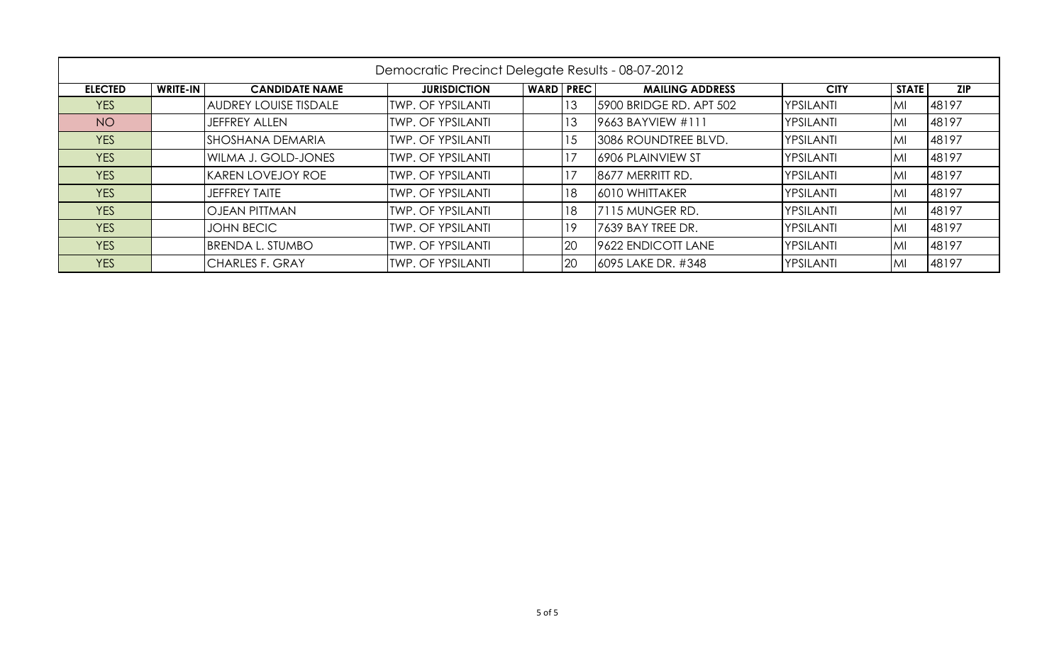| Democratic Precinct Delegate Results - 08-07-2012 | | | | | | | | | |
|---|---|---|---|---|---|---|---|---|---|
| **ELECTED** | **WRITE-IN** | **CANDIDATE NAME** | **JURISDICTION** | **WARD** | **PREC** | **MAILING ADDRESS** | **CITY** | **STATE** | **ZIP** |
| YES | | AUDREY LOUISE TISDALE | TWP. OF YPSILANTI | | 13 | 5900 BRIDGE RD. APT 502 | YPSILANTI | MI | 48197 |
| NO | | JEFFREY ALLEN | TWP. OF YPSILANTI | | 13 | 9663 BAYVIEW #111 | YPSILANTI | MI | 48197 |
| YES | | SHOSHANA DEMARIA | TWP. OF YPSILANTI | | 15 | 3086 ROUNDTREE BLVD. | YPSILANTI | MI | 48197 |
| YES | | WILMA J. GOLD-JONES | TWP. OF YPSILANTI | | 17 | 6906 PLAINVIEW ST | YPSILANTI | MI | 48197 |
| YES | | KAREN LOVEJOY ROE | TWP. OF YPSILANTI | | 17 | 8677 MERRITT RD. | YPSILANTI | MI | 48197 |
| YES | | JEFFREY TAITE | TWP. OF YPSILANTI | | 18 | 6010 WHITTAKER | YPSILANTI | MI | 48197 |
| YES | | OJEAN PITTMAN | TWP. OF YPSILANTI | | 18 | 7115 MUNGER RD. | YPSILANTI | MI | 48197 |
| YES | | JOHN BECIC | TWP. OF YPSILANTI | | 19 | 7639 BAY TREE DR. | YPSILANTI | MI | 48197 |
| YES | | BRENDA L. STUMBO | TWP. OF YPSILANTI | | 20 | 9622 ENDICOTT LANE | YPSILANTI | MI | 48197 |
| YES | | CHARLES F. GRAY | TWP. OF YPSILANTI | | 20 | 6095 LAKE DR. #348 | YPSILANTI | MI | 48197 |